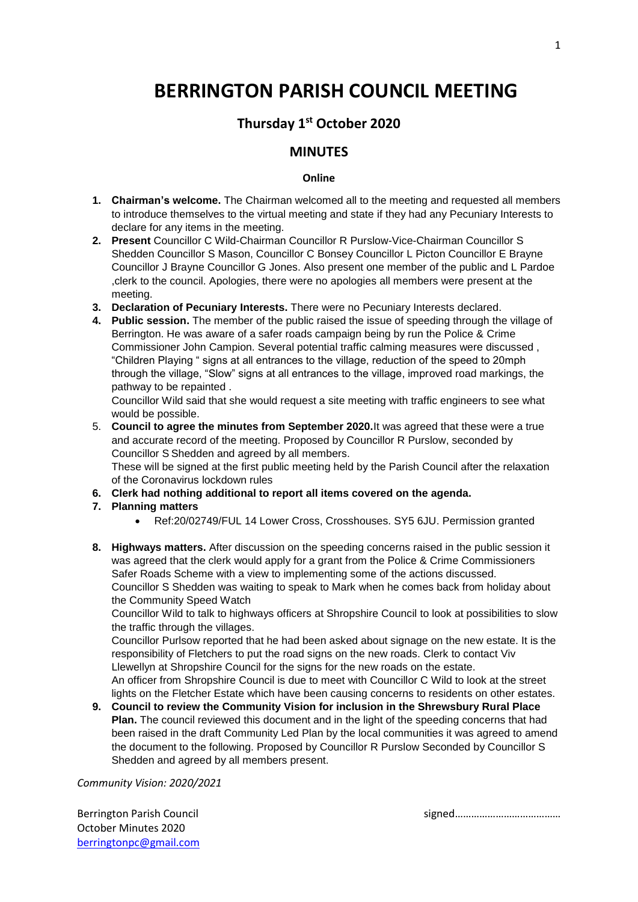# BERRINGTON PARISH COUNCIL MEETING

## Thursday 1st October 2020

## MINUTES

**Online**

1. **Chairman's welcome.** The Chairman welcomed all to the meeting and requested all members to introduce themselves to the virtual meeting and state if they had any Pecuniary Interests to declare for any items in the meeting.
2. **Present** Councillor C Wild-Chairman Councillor R Purslow-Vice-Chairman Councillor S Shedden Councillor S Mason, Councillor C Bonsey Councillor L Picton Councillor E Brayne Councillor J Brayne Councillor G Jones. Also present one member of the public and L Pardoe ,clerk to the council. Apologies, there were no apologies all members were present at the meeting.
3. **Declaration of Pecuniary Interests.** There were no Pecuniary Interests declared.
4. **Public session.** The member of the public raised the issue of speeding through the village of Berrington. He was aware of a safer roads campaign being by run the Police & Crime Commissioner John Campion. Several potential traffic calming measures were discussed , "Children Playing " signs at all entrances to the village, reduction of the speed to 20mph through the village, "Slow" signs at all entrances to the village, improved road markings, the pathway to be repainted .

   Councillor Wild said that she would request a site meeting with traffic engineers to see what would be possible.
5. **Council to agree the minutes from September 2020.** It was agreed that these were a true and accurate record of the meeting. Proposed by Councillor R Purslow, seconded by Councillor S Shedden and agreed by all members.

   These will be signed at the first public meeting held by the Parish Council after the relaxation of the Coronavirus lockdown rules
6. **Clerk had nothing additional to report all items covered on the agenda.**
7. **Planning matters**
   - Ref:20/02749/FUL 14 Lower Cross, Crosshouses. SY5 6JU. Permission granted
8. **Highways matters.** After discussion on the speeding concerns raised in the public session it was agreed that the clerk would apply for a grant from the Police & Crime Commissioners Safer Roads Scheme with a view to implementing some of the actions discussed.

   Councillor S Shedden was waiting to speak to Mark when he comes back from holiday about the Community Speed Watch

   Councillor Wild to talk to highways officers at Shropshire Council to look at possibilities to slow the traffic through the villages.

   Councillor Purlsow reported that he had been asked about signage on the new estate. It is the responsibility of Fletchers to put the road signs on the new roads. Clerk to contact Viv Llewellyn at Shropshire Council for the signs for the new roads on the estate.

   An officer from Shropshire Council is due to meet with Councillor C Wild to look at the street lights on the Fletcher Estate which have been causing concerns to residents on other estates.
9. **Council to review the Community Vision for inclusion in the Shrewsbury Rural Place Plan.** The council reviewed this document and in the light of the speeding concerns that had been raised in the draft Community Led Plan by the local communities it was agreed to amend the document to the following. Proposed by Councillor R Purslow Seconded by Councillor S Shedden and agreed by all members present.

*Community Vision: 2020/2021*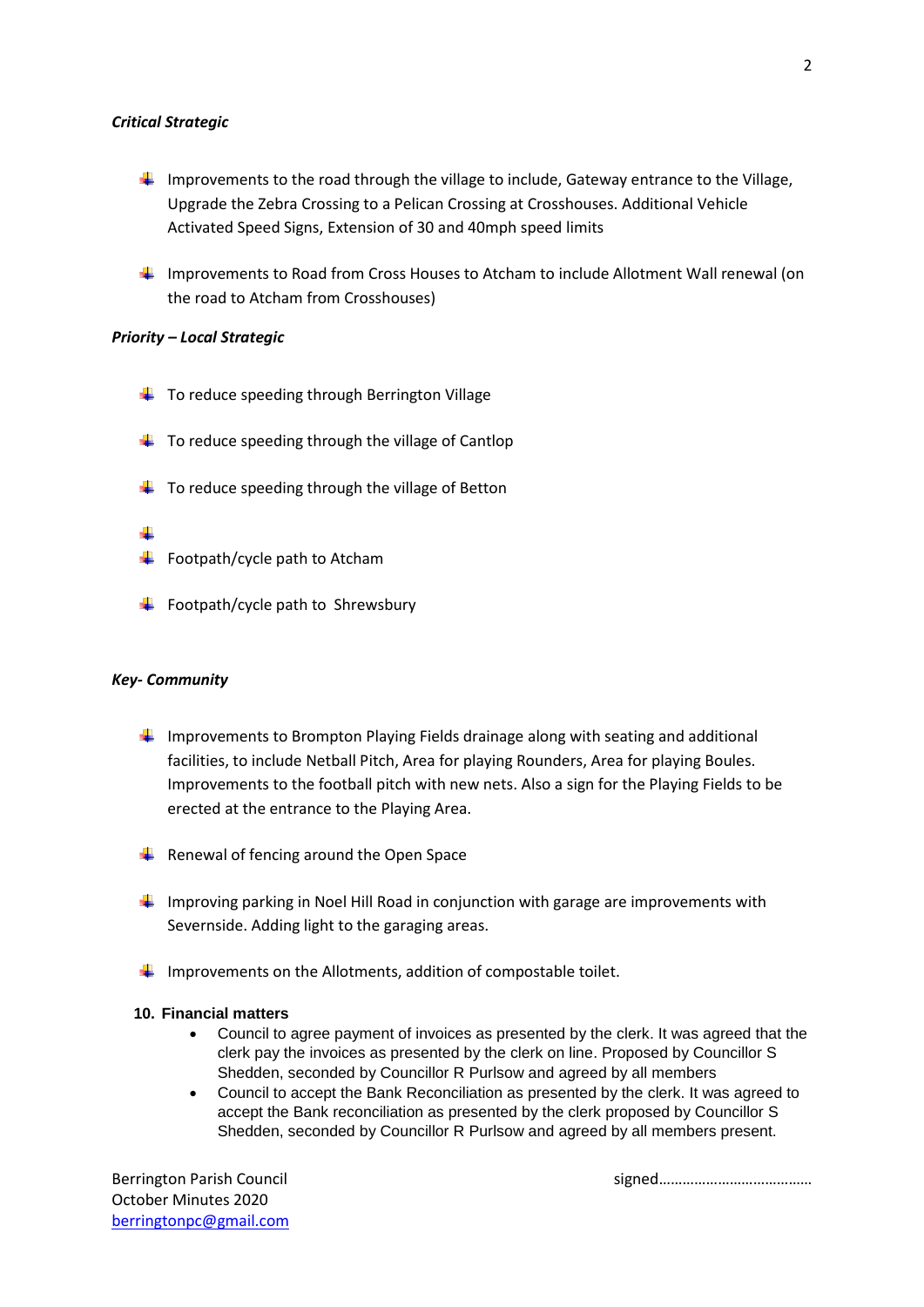***Critical Strategic***

- Improvements to the road through the village to include, Gateway entrance to the Village, Upgrade the Zebra Crossing to a Pelican Crossing at Crosshouses. Additional Vehicle Activated Speed Signs, Extension of 30 and 40mph speed limits

- Improvements to Road from Cross Houses to Atcham to include Allotment Wall renewal (on the road to Atcham from Crosshouses)

***Priority – Local Strategic***

- To reduce speeding through Berrington Village

- To reduce speeding through the village of Cantlop

- To reduce speeding through the village of Betton

- 
- Footpath/cycle path to Atcham

- Footpath/cycle path to  Shrewsbury

***Key- Community***

- Improvements to Brompton Playing Fields drainage along with seating and additional facilities, to include Netball Pitch, Area for playing Rounders, Area for playing Boules. Improvements to the football pitch with new nets. Also a sign for the Playing Fields to be erected at the entrance to the Playing Area.

- Renewal of fencing around the Open Space

- Improving parking in Noel Hill Road in conjunction with garage are improvements with Severnside. Adding light to the garaging areas.

- Improvements on the Allotments, addition of compostable toilet.

**10. Financial matters**

- Council to agree payment of invoices as presented by the clerk. It was agreed that the clerk pay the invoices as presented by the clerk on line. Proposed by Councillor S Shedden, seconded by Councillor R Purlsow and agreed by all members
- Council to accept the Bank Reconciliation as presented by the clerk. It was agreed to accept the Bank reconciliation as presented by the clerk proposed by Councillor S Shedden, seconded by Councillor R Purlsow and agreed by all members present.

Berrington Parish Council  
October Minutes 2020  
berringtonpc@gmail.com

signed…………………………………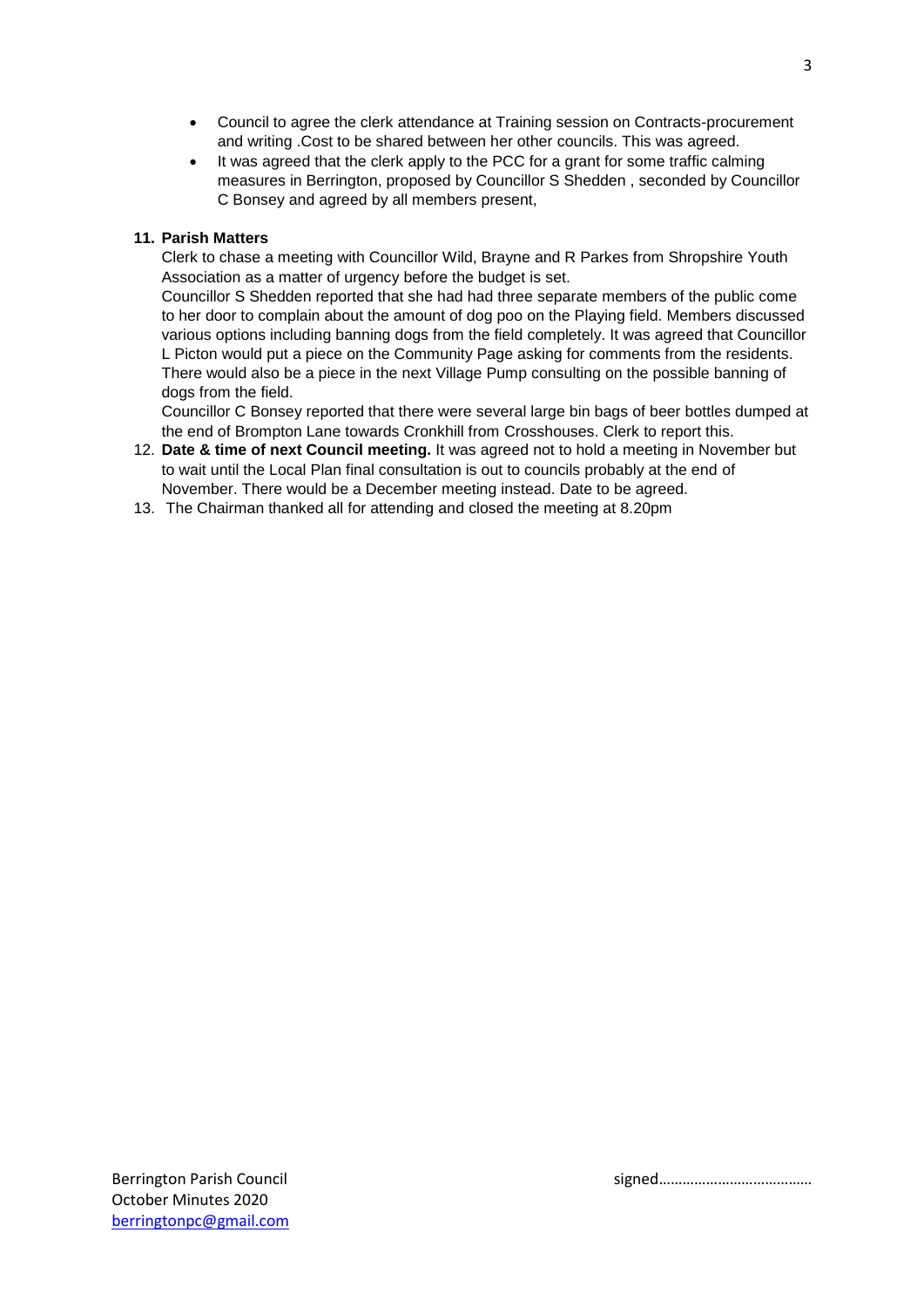- Council to agree the clerk attendance at Training session on Contracts-procurement and writing .Cost to be shared between her other councils. This was agreed.
- It was agreed that the clerk apply to the PCC for a grant for some traffic calming measures in Berrington, proposed by Councillor S Shedden , seconded by Councillor C Bonsey and agreed by all members present,

**11. Parish Matters**

Clerk to chase a meeting with Councillor Wild, Brayne and R Parkes from Shropshire Youth Association as a matter of urgency before the budget is set.

Councillor S Shedden reported that she had had three separate members of the public come to her door to complain about the amount of dog poo on the Playing field. Members discussed various options including banning dogs from the field completely. It was agreed that Councillor L Picton would put a piece on the Community Page asking for comments from the residents. There would also be a piece in the next Village Pump consulting on the possible banning of dogs from the field.

Councillor C Bonsey reported that there were several large bin bags of beer bottles dumped at the end of Brompton Lane towards Cronkhill from Crosshouses. Clerk to report this.

12. **Date & time of next Council meeting.** It was agreed not to hold a meeting in November but to wait until the Local Plan final consultation is out to councils probably at the end of November. There would be a December meeting instead. Date to be agreed.
13. The Chairman thanked all for attending and closed the meeting at 8.20pm

Berrington Parish Council
October Minutes 2020
berringtonpc@gmail.com

signed…………………………………